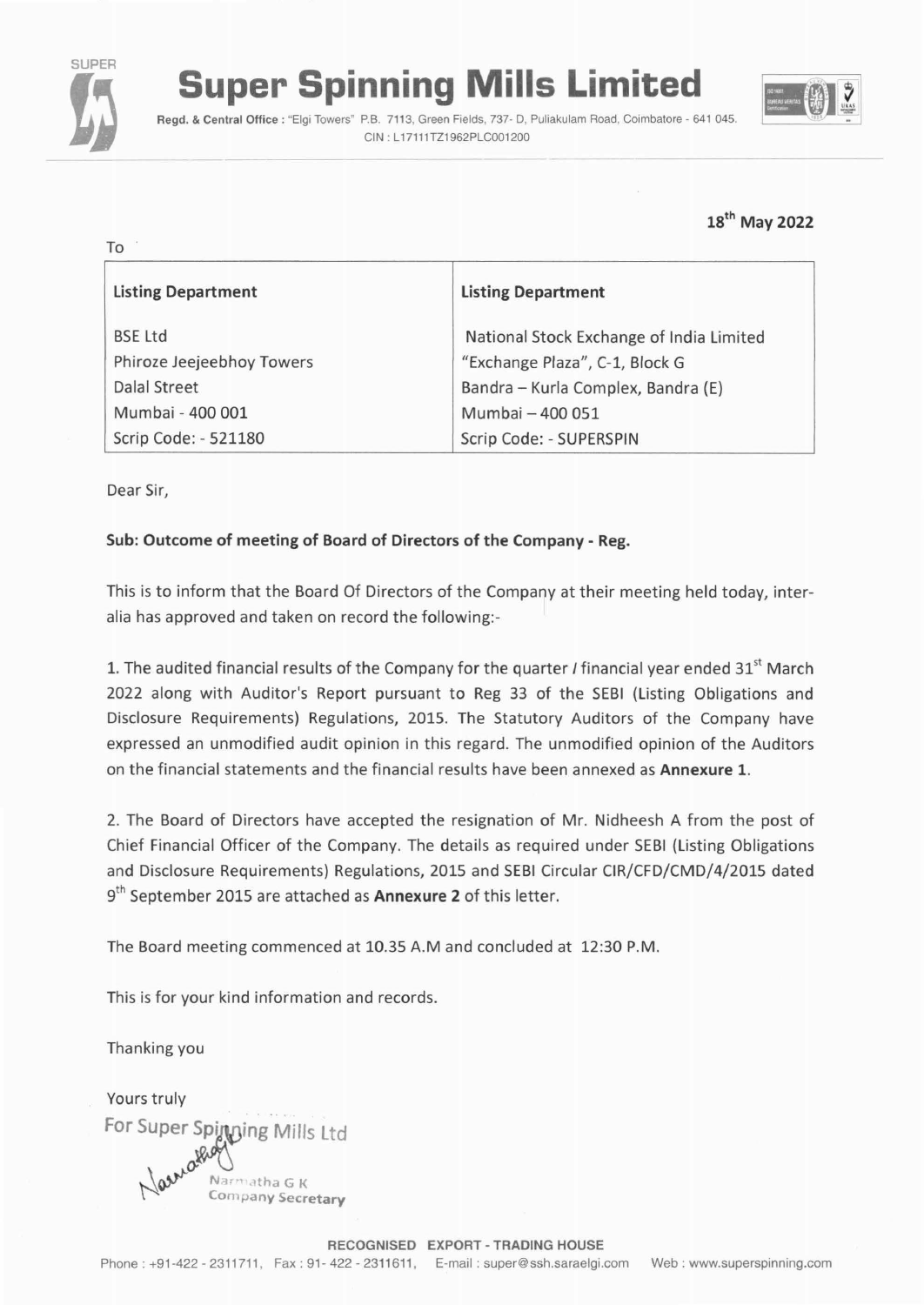# Super Spinning Mills Limited

**Regd. & Central Office :** "Elgi Towers" P.B. 7113, Green Fields, 737- D, Puliakulam Road, Coimbatore - 641 045.
CIN : L17111TZ1962PLC001200

**18th May 2022**

To

| **Listing Department** | **Listing Department** |
|---|---|
| BSE Ltd<br>Phiroze Jeejeebhoy Towers<br>Dalal Street<br>Mumbai - 400 001<br>Scrip Code: - 521180 | National Stock Exchange of India Limited<br>"Exchange Plaza", C-1, Block G<br>Bandra – Kurla Complex, Bandra (E)<br>Mumbai – 400 051<br>Scrip Code: - SUPERSPIN |

Dear Sir,

**Sub: Outcome of meeting of Board of Directors of the Company - Reg.**

This is to inform that the Board Of Directors of the Company at their meeting held today, inter-alia has approved and taken on record the following:-

1. The audited financial results of the Company for the quarter / financial year ended 31st March 2022 along with Auditor's Report pursuant to Reg 33 of the SEBI (Listing Obligations and Disclosure Requirements) Regulations, 2015. The Statutory Auditors of the Company have expressed an unmodified audit opinion in this regard. The unmodified opinion of the Auditors on the financial statements and the financial results have been annexed as **Annexure 1**.

2. The Board of Directors have accepted the resignation of Mr. Nidheesh A from the post of Chief Financial Officer of the Company. The details as required under SEBI (Listing Obligations and Disclosure Requirements) Regulations, 2015 and SEBI Circular CIR/CFD/CMD/4/2015 dated 9th September 2015 are attached as **Annexure 2** of this letter.

The Board meeting commenced at 10.35 A.M and concluded at 12:30 P.M.

This is for your kind information and records.

Thanking you

Yours truly

For Super Spinning Mills Ltd

Narmatha G K
Company Secretary

RECOGNISED EXPORT - TRADING HOUSE

Phone : +91-422 - 2311711, Fax : 91- 422 - 2311611, E-mail : super@ssh.saraelgi.com Web : www.superspinning.com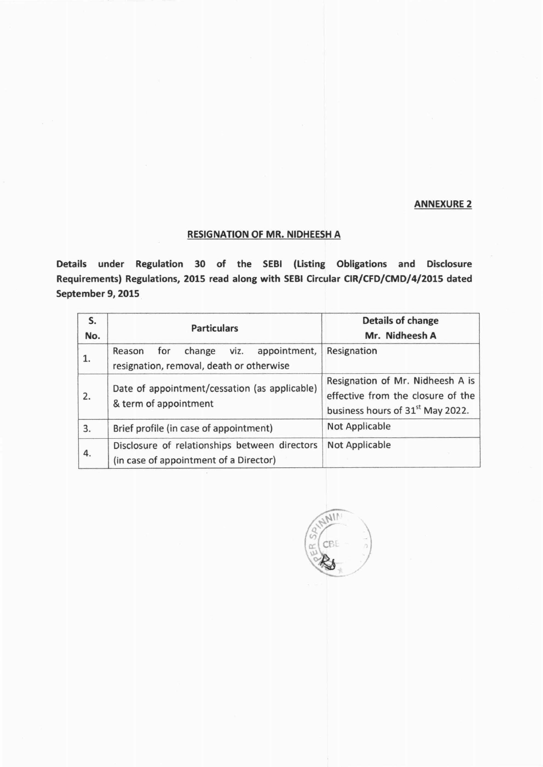**ANNEXURE 2**

**RESIGNATION OF MR. NIDHEESH A**

**Details under Regulation 30 of the SEBI (Listing Obligations and Disclosure Requirements) Regulations, 2015 read along with SEBI Circular CIR/CFD/CMD/4/2015 dated September 9, 2015**

| S. No. | Particulars | Details of change Mr. Nidheesh A |
|---|---|---|
| 1. | Reason for change viz. appointment, resignation, removal, death or otherwise | Resignation |
| 2. | Date of appointment/cessation (as applicable) & term of appointment | Resignation of Mr. Nidheesh A is effective from the closure of the business hours of 31st May 2022. |
| 3. | Brief profile (in case of appointment) | Not Applicable |
| 4. | Disclosure of relationships between directors (in case of appointment of a Director) | Not Applicable |